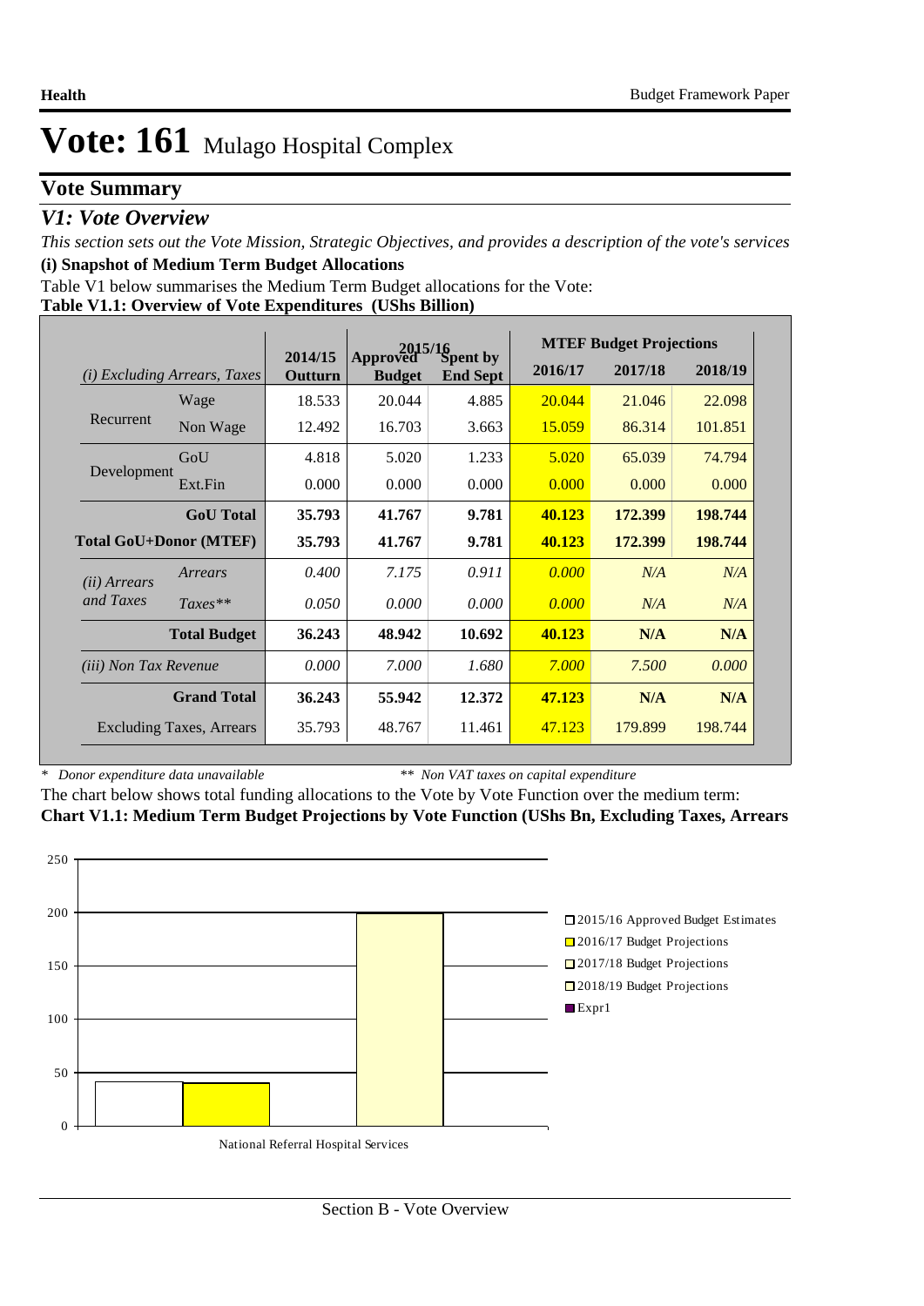# Vote: 161 Mulago Hospital Complex

## Vote Summary

### *V1: Vote Overview*

*This section sets out the Vote Mission, Strategic Objectives, and provides a description of the vote's services*

**(i) Snapshot of Medium Term Budget Allocations**

Table V1 below summarises the Medium Term Budget allocations for the Vote:

**Table V1.1: Overview of Vote Expenditures (UShs Billion)**

| *(i) Excluding Arrears, Taxes* | | 2014/15 Outturn | 2015/16 Approved Budget | 2015/16 Spent by End Sept | MTEF Budget Projections 2016/17 | 2017/18 | 2018/19 |
|---|---|---|---|---|---|---|---|
| Recurrent | Wage | 18.533 | 20.044 | 4.885 | 20.044 | 21.046 | 22.098 |
| | Non Wage | 12.492 | 16.703 | 3.663 | 15.059 | 86.314 | 101.851 |
| Development | GoU | 4.818 | 5.020 | 1.233 | 5.020 | 65.039 | 74.794 |
| | Ext.Fin | 0.000 | 0.000 | 0.000 | 0.000 | 0.000 | 0.000 |
| | **GoU Total** | **35.793** | **41.767** | **9.781** | **40.123** | **172.399** | **198.744** |
| **Total GoU+Donor (MTEF)** | | **35.793** | **41.767** | **9.781** | **40.123** | **172.399** | **198.744** |
| *(ii) Arrears and Taxes* | *Arrears* | *0.400* | *7.175* | *0.911* | *0.000* | *N/A* | *N/A* |
| | *Taxes*** | *0.050* | *0.000* | *0.000* | *0.000* | *N/A* | *N/A* |
| | **Total Budget** | **36.243** | **48.942** | **10.692** | **40.123** | **N/A** | **N/A** |
| *(iii) Non Tax Revenue* | | *0.000* | *7.000* | *1.680* | *7.000* | *7.500* | *0.000* |
| | **Grand Total** | **36.243** | **55.942** | **12.372** | **47.123** | **N/A** | **N/A** |
| | Excluding Taxes, Arrears | 35.793 | 48.767 | 11.461 | 47.123 | 179.899 | 198.744 |

\* *Donor expenditure data unavailable* ** *Non VAT taxes on capital expenditure*

The chart below shows total funding allocations to the Vote by Vote Function over the medium term:

**Chart V1.1: Medium Term Budget Projections by Vote Function (UShs Bn, Excluding Taxes, Arrears**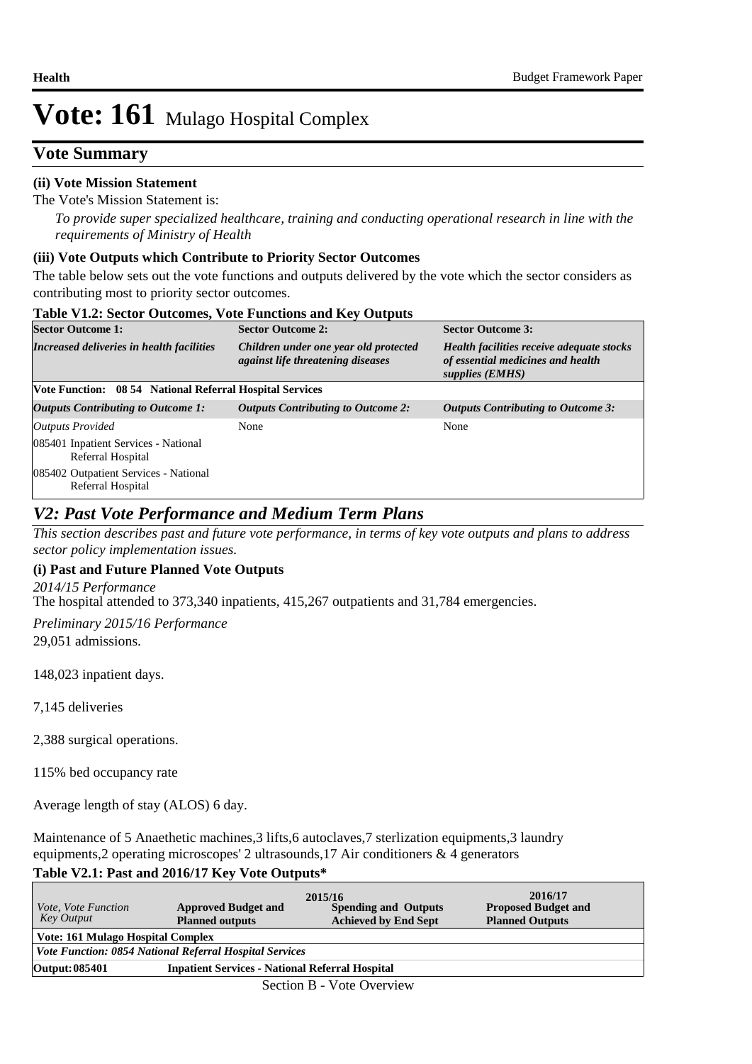# Vote: 161 Mulago Hospital Complex

## Vote Summary

**(ii) Vote Mission Statement**

The Vote's Mission Statement is:

*To provide super specialized healthcare, training and conducting operational research in line with the requirements of Ministry of Health*

**(iii) Vote Outputs which Contribute to Priority Sector Outcomes**

The table below sets out the vote functions and outputs delivered by the vote which the sector considers as contributing most to priority sector outcomes.

**Table V1.2: Sector Outcomes, Vote Functions and Key Outputs**

| **Sector Outcome 1:** | **Sector Outcome 2:** | **Sector Outcome 3:** |
|---|---|---|
| ***Increased deliveries in health facilities*** | ***Children under one year old protected against life threatening diseases*** | ***Health facilities receive adequate stocks of essential medicines and health supplies (EMHS)*** |
| **Vote Function: 08 54 National Referral Hospital Services** | | |
| ***Outputs Contributing to Outcome 1:*** | ***Outputs Contributing to Outcome 2:*** | ***Outputs Contributing to Outcome 3:*** |
| *Outputs Provided* | None | None |
| 085401 Inpatient Services - National Referral Hospital | | |
| 085402 Outpatient Services - National Referral Hospital | | |

## *V2: Past Vote Performance and Medium Term Plans*

*This section describes past and future vote performance, in terms of key vote outputs and plans to address sector policy implementation issues.*

**(i) Past and Future Planned Vote Outputs**

*2014/15 Performance*

The hospital attended to 373,340 inpatients, 415,267 outpatients and 31,784 emergencies.

*Preliminary 2015/16 Performance*

29,051 admissions.

148,023 inpatient days.

7,145 deliveries

2,388 surgical operations.

115% bed occupancy rate

Average length of stay (ALOS) 6 day.

Maintenance of 5 Anaethetic machines,3 lifts,6 autoclaves,7 sterlization equipments,3 laundry equipments,2 operating microscopes' 2 ultrasounds,17 Air conditioners & 4 generators

**Table V2.1: Past and 2016/17 Key Vote Outputs***

| *Vote, Vote Function Key Output* | 2015/16 **Approved Budget and Planned outputs** | **Spending and Outputs Achieved by End Sept** | 2016/17 **Proposed Budget and Planned Outputs** |
|---|---|---|---|
| **Vote: 161 Mulago Hospital Complex** | | | |
| ***Vote Function: 0854 National Referral Hospital Services*** | | | |
| **Output: 085401** | **Inpatient Services - National Referral Hospital** | | |

Section B - Vote Overview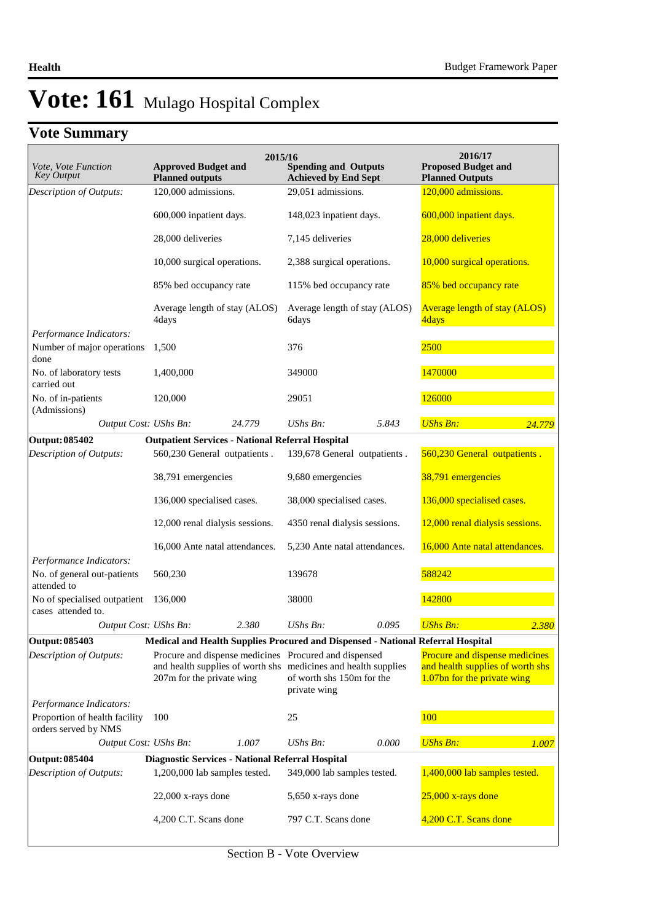# Vote: 161 Mulago Hospital Complex

## Vote Summary

| Vote, Vote Function Key Output | 2015/16 Approved Budget and Planned outputs | | 2015/16 Spending and Outputs Achieved by End Sept | | 2016/17 Proposed Budget and Planned Outputs | |
|---|---|---|---|---|---|---|
| *Description of Outputs:* | 120,000 admissions. | | 29,051 admissions. | | 120,000 admissions. | |
| | 600,000 inpatient days. | | 148,023 inpatient days. | | 600,000 inpatient days. | |
| | 28,000 deliveries | | 7,145 deliveries | | 28,000 deliveries | |
| | 10,000 surgical operations. | | 2,388 surgical operations. | | 10,000 surgical operations. | |
| | 85% bed occupancy rate | | 115% bed occupancy rate | | 85% bed occupancy rate | |
| | Average length of stay (ALOS) 4days | | Average length of stay (ALOS) 6days | | Average length of stay (ALOS) 4days | |
| *Performance Indicators:* | | | | | | |
| Number of major operations done | 1,500 | | 376 | | 2500 | |
| No. of laboratory tests carried out | 1,400,000 | | 349000 | | 1470000 | |
| No. of in-patients (Admissions) | 120,000 | | 29051 | | 126000 | |
| *Output Cost:* | *UShs Bn:* | *24.779* | *UShs Bn:* | *5.843* | *UShs Bn:* | *24.779* |
| **Output: 085402** | **Outpatient Services - National Referral Hospital** | | | | | |
| *Description of Outputs:* | 560,230 General outpatients . | | 139,678 General outpatients . | | 560,230 General outpatients . | |
| | 38,791 emergencies | | 9,680 emergencies | | 38,791 emergencies | |
| | 136,000 specialised cases. | | 38,000 specialised cases. | | 136,000 specialised cases. | |
| | 12,000 renal dialysis sessions. | | 4350 renal dialysis sessions. | | 12,000 renal dialysis sessions. | |
| | 16,000 Ante natal attendances. | | 5,230 Ante natal attendances. | | 16,000 Ante natal attendances. | |
| *Performance Indicators:* | | | | | | |
| No. of general out-patients attended to | 560,230 | | 139678 | | 588242 | |
| No of specialised outpatient cases attended to. | 136,000 | | 38000 | | 142800 | |
| *Output Cost:* | *UShs Bn:* | *2.380* | *UShs Bn:* | *0.095* | *UShs Bn:* | *2.380* |
| **Output: 085403** | **Medical and Health Supplies Procured and Dispensed - National Referral Hospital** | | | | | |
| *Description of Outputs:* | Procure and dispense medicines and health supplies of worth shs 207m for the private wing | | Procured and dispensed medicines and health supplies of worth shs 150m for the private wing | | Procure and dispense medicines and health supplies of worth shs 1.07bn for the private wing | |
| *Performance Indicators:* | | | | | | |
| Proportion of health facility orders served by NMS | 100 | | 25 | | 100 | |
| *Output Cost:* | *UShs Bn:* | *1.007* | *UShs Bn:* | *0.000* | *UShs Bn:* | *1.007* |
| **Output: 085404** | **Diagnostic Services - National Referral Hospital** | | | | | |
| *Description of Outputs:* | 1,200,000 lab samples tested. | | 349,000 lab samples tested. | | 1,400,000 lab samples tested. | |
| | 22,000 x-rays done | | 5,650 x-rays done | | 25,000 x-rays done | |
| | 4,200 C.T. Scans done | | 797 C.T. Scans done | | 4,200 C.T. Scans done | |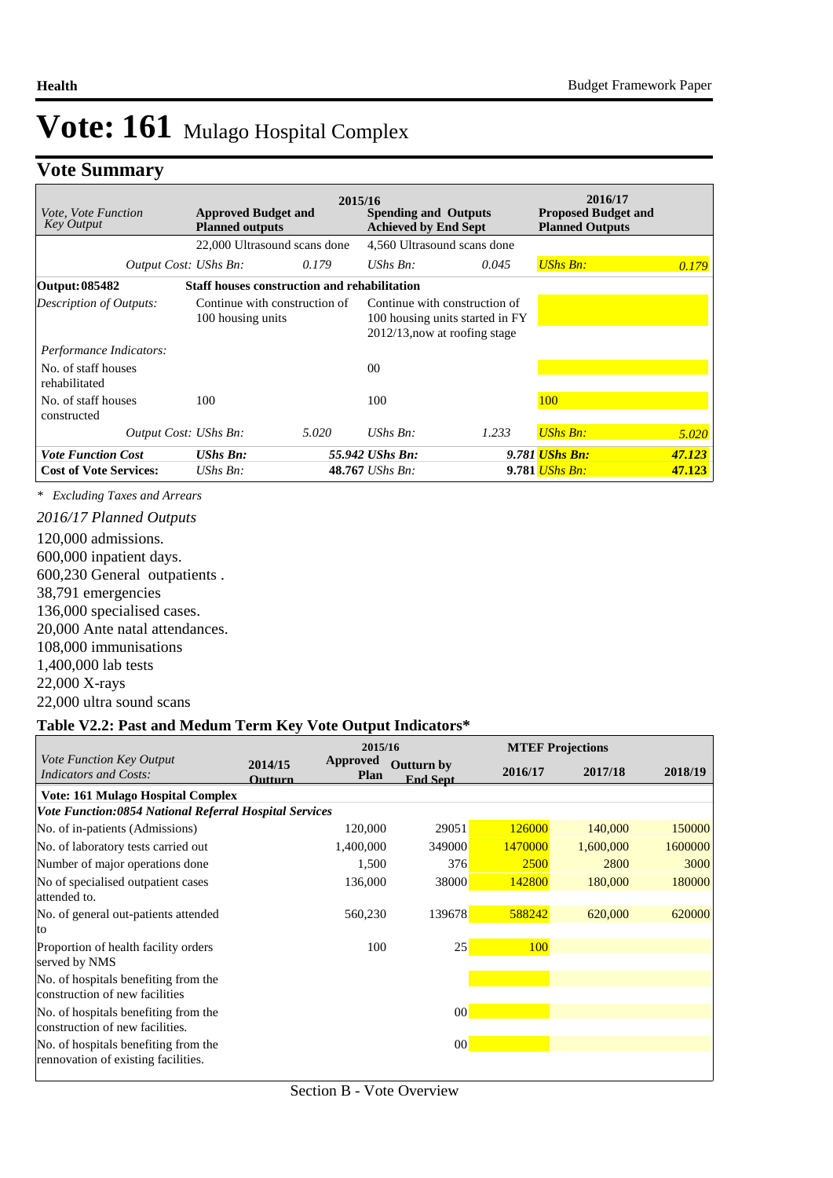# Vote: 161 Mulago Hospital Complex

## Vote Summary

| *Vote, Vote Function Key Output* | 2015/16 Approved Budget and Planned outputs | | 2015/16 Spending and Outputs Achieved by End Sept | | 2016/17 Proposed Budget and Planned Outputs | |
|---|---|---|---|---|---|---|
| | 22,000 Ultrasound scans done | | 4,560 Ultrasound scans done | | | |
| *Output Cost:* | *UShs Bn:* | *0.179* | *UShs Bn:* | *0.045* | *UShs Bn:* | *0.179* |
| **Output: 085482** | **Staff houses construction and rehabilitation** | | | | | |
| *Description of Outputs:* | Continue with construction of 100 housing units | | Continue with construction of 100 housing units started in FY 2012/13,now at roofing stage | | | |
| *Performance Indicators:* | | | | | | |
| No. of staff houses rehabilitated | | | 00 | | | |
| No. of staff houses constructed | 100 | | 100 | | 100 | |
| *Output Cost:* | *UShs Bn:* | *5.020* | *UShs Bn:* | *1.233* | *UShs Bn:* | *5.020* |
| ***Vote Function Cost*** | ***UShs Bn:*** | | *55.942 UShs Bn:* | *9.781* | ***UShs Bn:*** | ***47.123*** |
| **Cost of Vote Services:** | *UShs Bn:* | | **48.767** *UShs Bn:* | **9.781** | *UShs Bn:* | **47.123** |

*\* Excluding Taxes and Arrears*

*2016/17 Planned Outputs*

120,000 admissions.
600,000 inpatient days.
600,230 General outpatients .
38,791 emergencies
136,000 specialised cases.
20,000 Ante natal attendances.
108,000 immunisations
1,400,000 lab tests
22,000 X-rays
22,000 ultra sound scans

### Table V2.2: Past and Medum Term Key Vote Output Indicators*

| *Vote Function Key Output Indicators and Costs:* | 2014/15 Outturn | 2015/16 Approved Plan | 2015/16 Outturn by End Sept | MTEF Projections 2016/17 | 2017/18 | 2018/19 |
|---|---|---|---|---|---|---|
| **Vote: 161 Mulago Hospital Complex** | | | | | | |
| ***Vote Function:0854 National Referral Hospital Services*** | | | | | | |
| No. of in-patients (Admissions) | | 120,000 | 29051 | 126000 | 140,000 | 150000 |
| No. of laboratory tests carried out | | 1,400,000 | 349000 | 1470000 | 1,600,000 | 1600000 |
| Number of major operations done | | 1,500 | 376 | 2500 | 2800 | 3000 |
| No of specialised outpatient cases attended to. | | 136,000 | 38000 | 142800 | 180,000 | 180000 |
| No. of general out-patients attended to | | 560,230 | 139678 | 588242 | 620,000 | 620000 |
| Proportion of health facility orders served by NMS | | 100 | 25 | 100 | | |
| No. of hospitals benefiting from the construction of new facilities | | | | | | |
| No. of hospitals benefiting from the construction of new facilities. | | | 00 | | | |
| No. of hospitals benefiting from the rennovation of existing facilities. | | | 00 | | | |

Section B - Vote Overview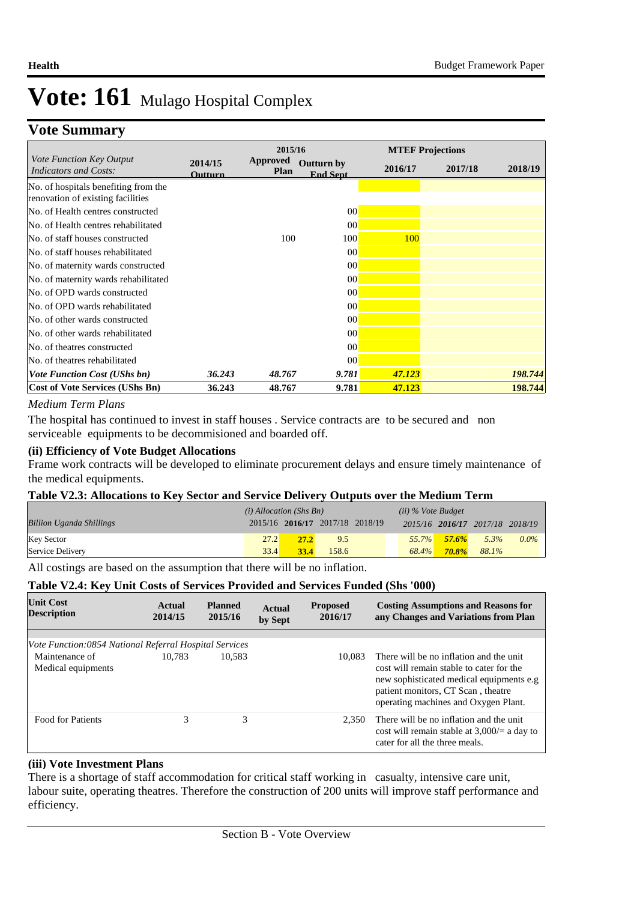# Vote: 161 Mulago Hospital Complex

## Vote Summary

| *Vote Function Key Output Indicators and Costs:* | 2014/15 Outturn | 2015/16 Approved Plan | 2015/16 Outturn by End Sept | MTEF Projections 2016/17 | 2017/18 | 2018/19 |
|---|---|---|---|---|---|---|
| No. of hospitals benefiting from the renovation of existing facilities | | | | | | |
| No. of Health centres constructed | | | 00 | | | |
| No. of Health centres rehabilitated | | | 00 | | | |
| No. of staff houses constructed | | 100 | 100 | 100 | | |
| No. of staff houses rehabilitated | | | 00 | | | |
| No. of maternity wards constructed | | | 00 | | | |
| No. of maternity wards rehabilitated | | | 00 | | | |
| No. of OPD wards constructed | | | 00 | | | |
| No. of OPD wards rehabilitated | | | 00 | | | |
| No. of other wards constructed | | | 00 | | | |
| No. of other wards rehabilitated | | | 00 | | | |
| No. of theatres constructed | | | 00 | | | |
| No. of theatres rehabilitated | | | 00 | | | |
| ***Vote Function Cost (UShs bn)*** | *36.243* | *48.767* | *9.781* | *47.123* | | *198.744* |
| **Cost of Vote Services (UShs Bn)** | **36.243** | **48.767** | **9.781** | **47.123** | | **198.744** |

*Medium Term Plans*

The hospital has continued to invest in staff houses . Service contracts are to be secured and non serviceable equipments to be decommisioned and boarded off.

### (ii) Efficiency of Vote Budget Allocations

Frame work contracts will be developed to eliminate procurement delays and ensure timely maintenance of the medical equipments.

### Table V2.3: Allocations to Key Sector and Service Delivery Outputs over the Medium Term

| *Billion Uganda Shillings* | *(i) Allocation (Shs Bn)* 2015/16 | 2016/17 | 2017/18 | 2018/19 | *(ii) % Vote Budget* 2015/16 | 2016/17 | 2017/18 | 2018/19 |
|---|---|---|---|---|---|---|---|---|
| Key Sector | 27.2 | 27.2 | 9.5 | | 55.7% | 57.6% | 5.3% | 0.0% |
| Service Delivery | 33.4 | 33.4 | 158.6 | | 68.4% | 70.8% | 88.1% | |

All costings are based on the assumption that there will be no inflation.

### Table V2.4: Key Unit Costs of Services Provided and Services Funded (Shs '000)

| Unit Cost Description | Actual 2014/15 | Planned 2015/16 | Actual by Sept | Proposed 2016/17 | Costing Assumptions and Reasons for any Changes and Variations from Plan |
|---|---|---|---|---|---|
| *Vote Function:0854 National Referral Hospital Services* | | | | | |
| Maintenance of Medical equipments | 10,783 | 10,583 | | 10,083 | There will be no inflation and the unit cost will remain stable to cater for the new sophisticated medical equipments e.g patient monitors, CT Scan , theatre operating machines and Oxygen Plant. |
| Food for Patients | 3 | 3 | | 2,350 | There will be no inflation and the unit cost will remain stable at 3,000/= a day to cater for all the three meals. |

### (iii) Vote Investment Plans

There is a shortage of staff accommodation for critical staff working in casualty, intensive care unit, labour suite, operating theatres. Therefore the construction of 200 units will improve staff performance and efficiency.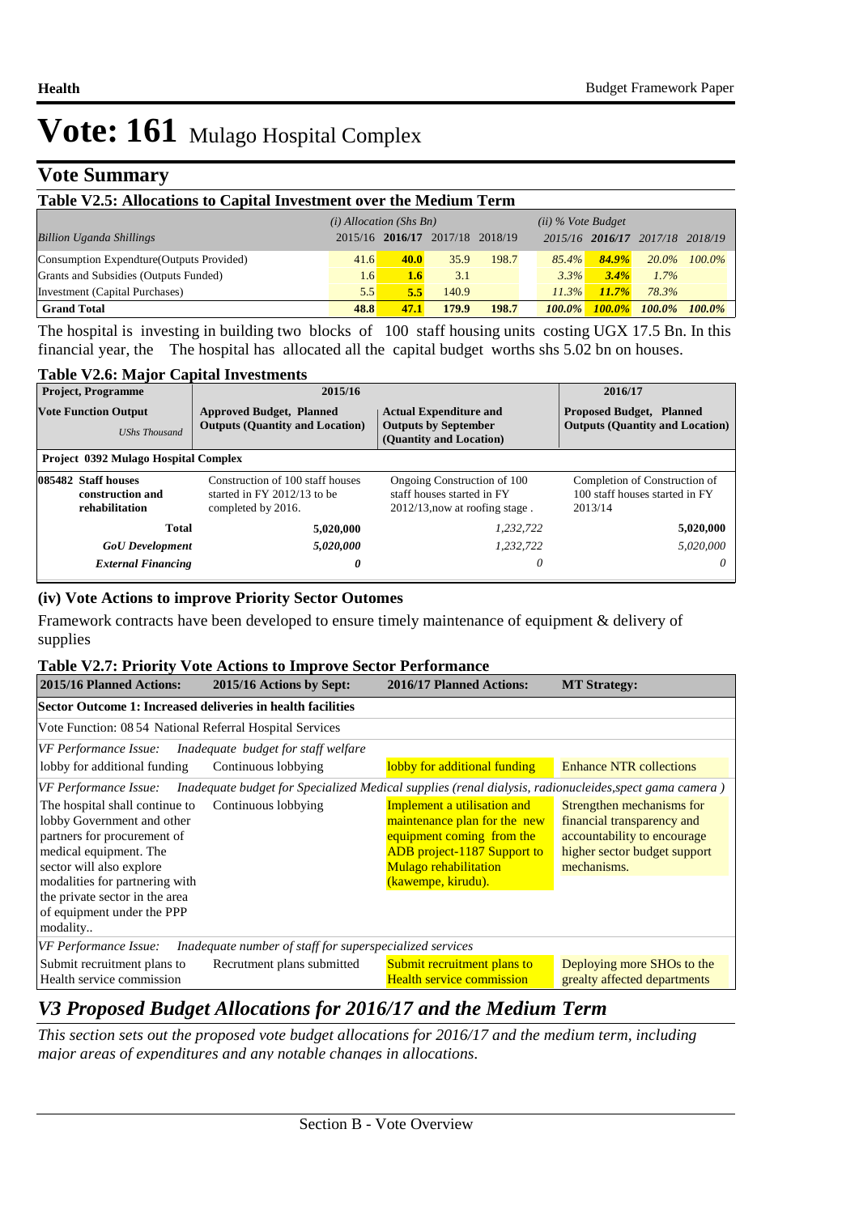# Vote: 161 Mulago Hospital Complex

## Vote Summary

### Table V2.5: Allocations to Capital Investment over the Medium Term

| Billion Uganda Shillings | (i) Allocation (Shs Bn) 2015/16 | 2016/17 | 2017/18 | 2018/19 | (ii) % Vote Budget 2015/16 | 2016/17 | 2017/18 | 2018/19 |
|---|---|---|---|---|---|---|---|---|
| Consumption Expendture(Outputs Provided) | 41.6 | **40.0** | 35.9 | 198.7 | *85.4%* | ***84.9%*** | *20.0%* | *100.0%* |
| Grants and Subsidies (Outputs Funded) | 1.6 | **1.6** | 3.1 | | *3.3%* | ***3.4%*** | *1.7%* | |
| Investment (Capital Purchases) | 5.5 | **5.5** | 140.9 | | *11.3%* | ***11.7%*** | *78.3%* | |
| **Grand Total** | **48.8** | **47.1** | **179.9** | **198.7** | ***100.0%*** | ***100.0%*** | ***100.0%*** | ***100.0%*** |

The hospital is investing in building two blocks of 100 staff housing units costing UGX 17.5 Bn. In this financial year, the The hospital has allocated all the capital budget worths shs 5.02 bn on houses.

### Table V2.6: Major Capital Investments

| Project, Programme | 2015/16 | | 2016/17 |
|---|---|---|---|
| **Vote Function Output** *UShs Thousand* | **Approved Budget, Planned Outputs (Quantity and Location)** | **Actual Expenditure and Outputs by September (Quantity and Location)** | **Proposed Budget, Planned Outputs (Quantity and Location)** |
| **Project 0392 Mulago Hospital Complex** | | | |
| **085482 Staff houses construction and rehabilitation** | Construction of 100 staff houses started in FY 2012/13 to be completed by 2016. | Ongoing Construction of 100 staff houses started in FY 2012/13,now at roofing stage . | Completion of Construction of 100 staff houses started in FY 2013/14 |
| **Total** | **5,020,000** | *1,232,722* | **5,020,000** |
| ***GoU Development*** | ***5,020,000*** | *1,232,722* | *5,020,000* |
| ***External Financing*** | ***0*** | *0* | *0* |

### (iv) Vote Actions to improve Priority Sector Outomes

Framework contracts have been developed to ensure timely maintenance of equipment & delivery of supplies

### Table V2.7: Priority Vote Actions to Improve Sector Performance

| 2015/16 Planned Actions: | 2015/16 Actions by Sept: | 2016/17 Planned Actions: | MT Strategy: |
|---|---|---|---|
| **Sector Outcome 1: Increased deliveries in health facilities** | | | |
| Vote Function: 08 54 National Referral Hospital Services | | | |
| *VF Performance Issue:* *Inadequate budget for staff welfare* | | | |
| lobby for additional funding | Continuous lobbying | lobby for additional funding | Enhance NTR collections |
| *VF Performance Issue:* *Inadequate budget for Specialized Medical supplies (renal dialysis, radionucleides,spect gama camera )* | | | |
| The hospital shall continue to lobby Government and other partners for procurement of medical equipment. The sector will also explore modalities for partnering with the private sector in the area of equipment under the PPP modality.. | Continuous lobbying | Implement a utilisation and maintenance plan for the new equipment coming from the ADB project-1187 Support to Mulago rehabilitation (kawempe, kirudu). | Strengthen mechanisms for financial transparency and accountability to encourage higher sector budget support mechanisms. |
| *VF Performance Issue:* *Inadequate number of staff for superspecialized services* | | | |
| Submit recruitment plans to Health service commission | Recrutment plans submitted | Submit recruitment plans to Health service commission | Deploying more SHOs to the grealty affected departments |

## *V3 Proposed Budget Allocations for 2016/17 and the Medium Term*

*This section sets out the proposed vote budget allocations for 2016/17 and the medium term, including major areas of expenditures and any notable changes in allocations.*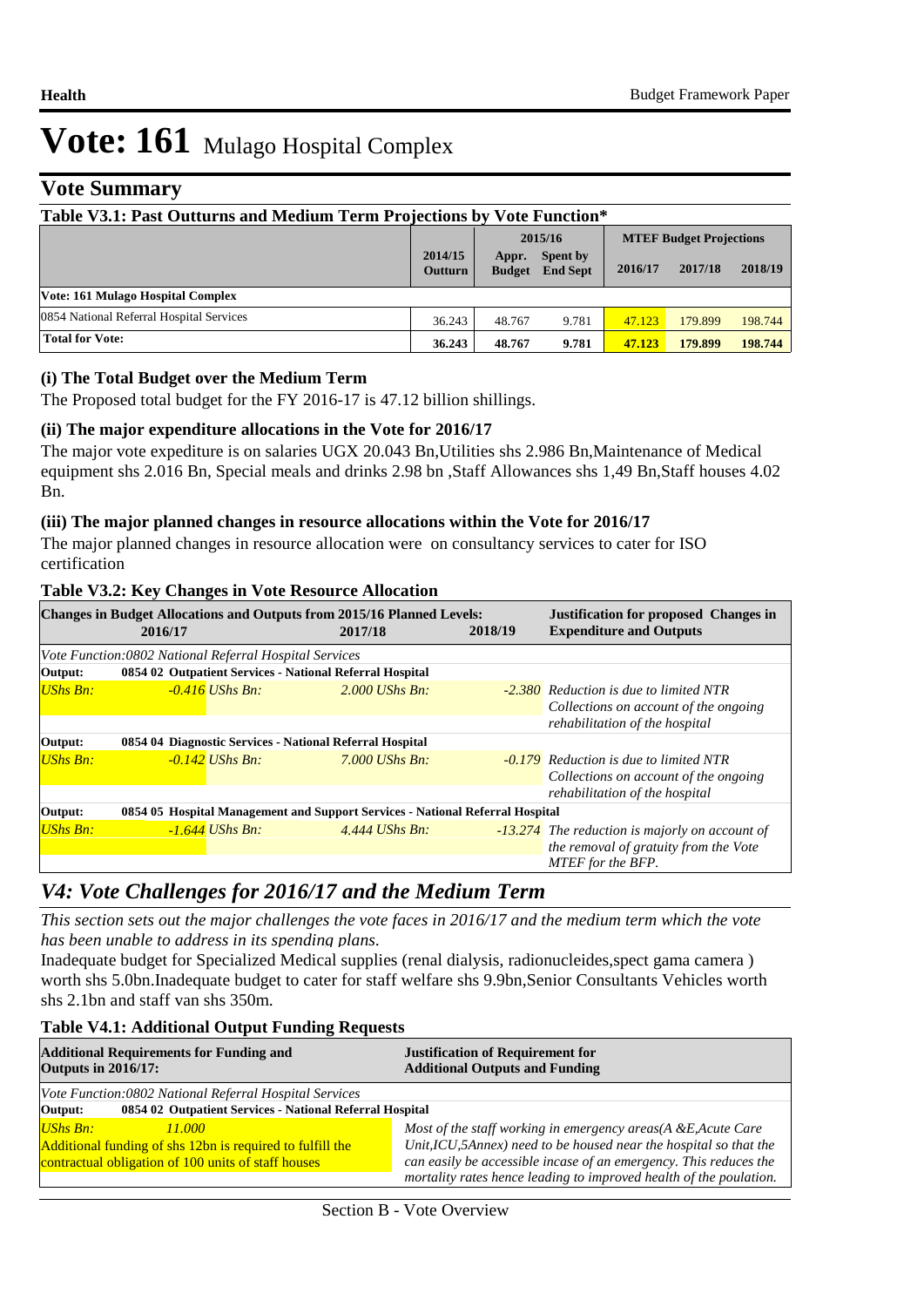# Vote: 161 Mulago Hospital Complex

## Vote Summary

**Table V3.1: Past Outturns and Medium Term Projections by Vote Function***

| | 2014/15 Outturn | 2015/16 Appr. Budget | 2015/16 Spent by End Sept | MTEF Budget Projections 2016/17 | 2017/18 | 2018/19 |
|---|---|---|---|---|---|---|
| **Vote: 161 Mulago Hospital Complex** | | | | | | |
| 0854 National Referral Hospital Services | 36.243 | 48.767 | 9.781 | 47.123 | 179.899 | 198.744 |
| **Total for Vote:** | **36.243** | **48.767** | **9.781** | **47.123** | **179.899** | **198.744** |

### (i) The Total Budget over the Medium Term

The Proposed total budget for the FY 2016-17 is 47.12 billion shillings.

### (ii) The major expenditure allocations in the Vote for 2016/17

The major vote expediture is on salaries UGX 20.043 Bn,Utilities shs 2.986 Bn,Maintenance of Medical equipment shs 2.016 Bn, Special meals and drinks 2.98 bn ,Staff Allowances shs 1,49 Bn,Staff houses 4.02 Bn.

### (iii) The major planned changes in resource allocations within the Vote for 2016/17

The major planned changes in resource allocation were on consultancy services to cater for ISO certification

**Table V3.2: Key Changes in Vote Resource Allocation**

| Changes in Budget Allocations and Outputs from 2015/16 Planned Levels: 2016/17 | 2017/18 | 2018/19 | Justification for proposed Changes in Expenditure and Outputs |
|---|---|---|---|
| *Vote Function:0802 National Referral Hospital Services* | | | |
| **Output: 0854 02 Outpatient Services - National Referral Hospital** | | | |
| *UShs Bn: -0.416* | *UShs Bn: 2.000* | *UShs Bn: -2.380* | *Reduction is due to limited NTR Collections on account of the ongoing rehabilitation of the hospital* |
| **Output: 0854 04 Diagnostic Services - National Referral Hospital** | | | |
| *UShs Bn: -0.142* | *UShs Bn: 7.000* | *UShs Bn: -0.179* | *Reduction is due to limited NTR Collections on account of the ongoing rehabilitation of the hospital* |
| **Output: 0854 05 Hospital Management and Support Services - National Referral Hospital** | | | |
| *UShs Bn: -1.644* | *UShs Bn: 4.444* | *UShs Bn: -13.274* | *The reduction is majorly on account of the removal of gratuity from the Vote MTEF for the BFP.* |

## *V4: Vote Challenges for 2016/17 and the Medium Term*

*This section sets out the major challenges the vote faces in 2016/17 and the medium term which the vote has been unable to address in its spending plans.*

Inadequate budget for Specialized Medical supplies (renal dialysis, radionucleides,spect gama camera ) worth shs 5.0bn.Inadequate budget to cater for staff welfare shs 9.9bn,Senior Consultants Vehicles worth shs 2.1bn and staff van shs 350m.

**Table V4.1: Additional Output Funding Requests**

| Additional Requirements for Funding and Outputs in 2016/17: | Justification of Requirement for Additional Outputs and Funding |
|---|---|
| *Vote Function:0802 National Referral Hospital Services* | |
| **Output: 0854 02 Outpatient Services - National Referral Hospital** | |
| *UShs Bn: 11.000*<br>Additional funding of shs 12bn is required to fulfill the contractual obligation of 100 units of staff houses | *Most of the staff working in emergency areas(A &E,Acute Care Unit,ICU,5Annex) need to be housed near the hospital so that the can easily be accessible incase of an emergency. This reduces the mortality rates hence leading to improved health of the poulation.* |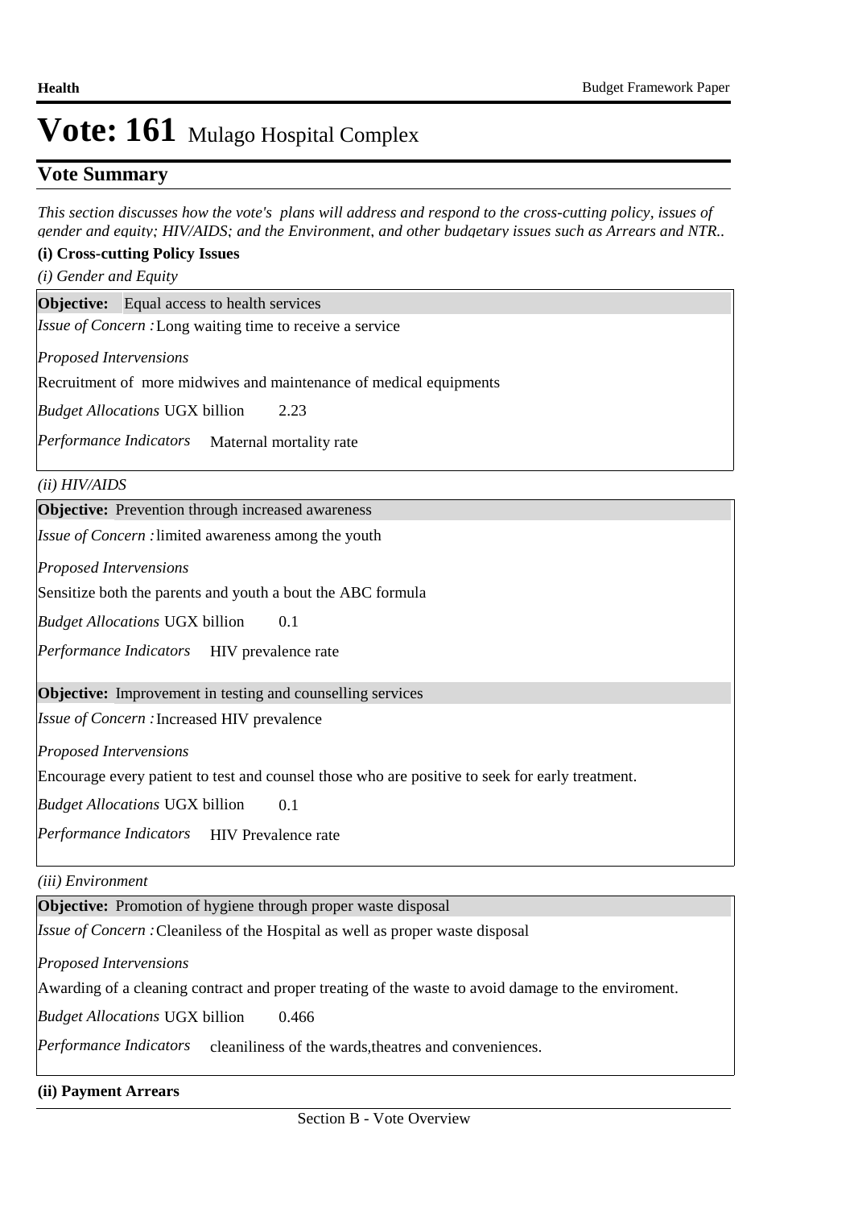# Vote: 161 Mulago Hospital Complex

## Vote Summary

*This section discusses how the vote's plans will address and respond to the cross-cutting policy, issues of gender and equity; HIV/AIDS; and the Environment, and other budgetary issues such as Arrears and NTR..*

**(i) Cross-cutting Policy Issues**

*(i) Gender and Equity*

**Objective:** Equal access to health services

*Issue of Concern :* Long waiting time to receive a service

*Proposed Interventions*

Recruitment of more midwives and maintenance of medical equipments

*Budget Allocations* UGX billion 2.23

*Performance Indicators* Maternal mortality rate

*(ii) HIV/AIDS*

**Objective:** Prevention through increased awareness

*Issue of Concern :* limited awareness among the youth

*Proposed Interventions*

Sensitize both the parents and youth a bout the ABC formula

*Budget Allocations* UGX billion 0.1

*Performance Indicators* HIV prevalence rate

**Objective:** Improvement in testing and counselling services

*Issue of Concern :* Increased HIV prevalence

*Proposed Interventions*

Encourage every patient to test and counsel those who are positive to seek for early treatment.

*Budget Allocations* UGX billion 0.1

*Performance Indicators* HIV Prevalence rate

*(iii) Environment*

**Objective:** Promotion of hygiene through proper waste disposal

*Issue of Concern :* Cleaniless of the Hospital as well as proper waste disposal

*Proposed Interventions*

Awarding of a cleaning contract and proper treating of the waste to avoid damage to the enviroment.

*Budget Allocations* UGX billion 0.466

*Performance Indicators* cleaniliness of the wards,theatres and conveniences.

**(ii) Payment Arrears**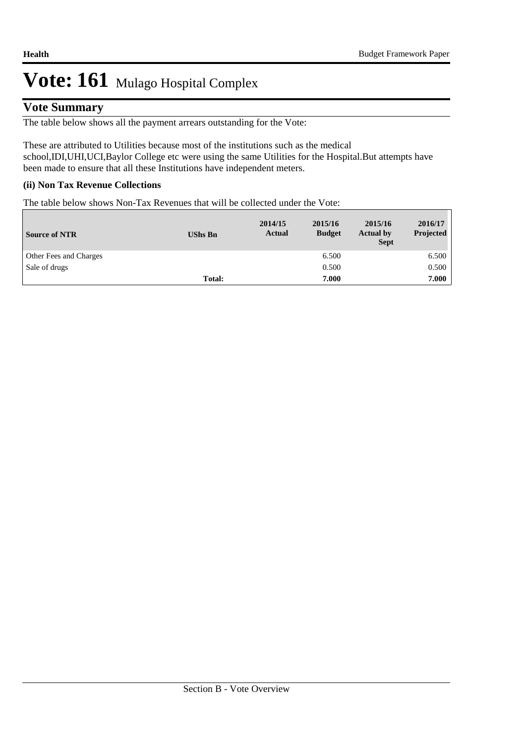# Vote: 161 Mulago Hospital Complex

## Vote Summary

The table below shows all the payment arrears outstanding for the Vote:

These are attributed to Utilities because most of the institutions such as the medical school,IDI,UHI,UCI,Baylor College etc were using the same Utilities for the Hospital.But attempts have been made to ensure that all these Institutions have independent meters.

**(ii) Non Tax Revenue Collections**

The table below shows Non-Tax Revenues that will be collected under the Vote:

| Source of NTR | UShs Bn | 2014/15 Actual | 2015/16 Budget | 2015/16 Actual by Sept | 2016/17 Projected |
|---|---|---|---|---|---|
| Other Fees and Charges | | | 6.500 | | 6.500 |
| Sale of drugs | | | 0.500 | | 0.500 |
| | **Total:** | | **7.000** | | **7.000** |